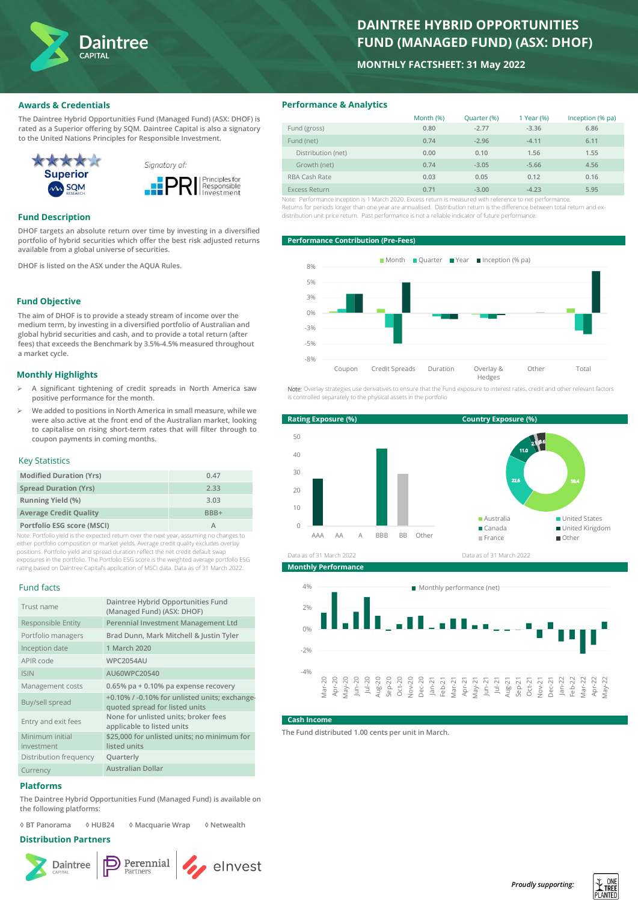# DAINTREE HYBRID OPPORTUNITIES FUND (MANAGED FUND) (ASX: DHOF)

**MONTHLY FACTSHEET: 31 May 2022**

## Awards & Credentials

The Daintree Hybrid Opportunities Fund (Managed Fund) (ASX: DHOF) is rated as a Superior offering by SQM. Daintree Capital is also a signatory to the United Nations Principles for Responsible Investment.

Superior SQM Research

Signatory of: PRI Principles for Responsible Investment

## Fund Description

DHOF targets an absolute return over time by investing in a diversified portfolio of hybrid securities which offer the best risk adjusted returns available from a global universe of securities.

DHOF is listed on the ASX under the AQUA Rules.

## Fund Objective

The aim of DHOF is to provide a steady stream of income over the medium term, by investing in a diversified portfolio of Australian and global hybrid securities and cash, and to provide a total return (after fees) that exceeds the Benchmark by 3.5%-4.5% measured throughout a market cycle.

## Monthly Highlights

- A significant tightening of credit spreads in North America saw positive performance for the month.
- We added to positions in North America in small measure, while we were also active at the front end of the Australian market, looking to capitalise on rising short-term rates that will filter through to coupon payments in coming months.

## Key Statistics

| | |
|---|---|
| Modified Duration (Yrs) | 0.47 |
| Spread Duration (Yrs) | 2.33 |
| Running Yield (%) | 3.03 |
| Average Credit Quality | BBB+ |
| Portfolio ESG score (MSCI) | A |

Note: Portfolio yield is the expected return over the next year, assuming no changes to either portfolio composition or market yields. Average credit quality excludes overlay positions. Portfolio yield and spread duration reflect the net credit default swap exposures in the portfolio. The Portfolio ESG score is the weighted average portfolio ESG rating based on Daintree Capital's application of MSCI data. Data as of 31 March 2022.

## Fund facts

| | |
|---|---|
| Trust name | Daintree Hybrid Opportunities Fund (Managed Fund) (ASX: DHOF) |
| Responsible Entity | Perennial Investment Management Ltd |
| Portfolio managers | Brad Dunn, Mark Mitchell & Justin Tyler |
| Inception date | 1 March 2020 |
| APIR code | WPC2054AU |
| ISIN | AU60WPC20540 |
| Management costs | 0.65% pa + 0.10% pa expense recovery |
| Buy/sell spread | +0.10% / -0.10% for unlisted units; exchange-quoted spread for listed units |
| Entry and exit fees | None for unlisted units; broker fees applicable to listed units |
| Minimum initial investment | $25,000 for unlisted units; no minimum for listed units |
| Distribution frequency | Quarterly |
| Currency | Australian Dollar |

## Platforms

The Daintree Hybrid Opportunities Fund (Managed Fund) is available on the following platforms:

◊ BT Panorama ◊ HUB24 ◊ Macquarie Wrap ◊ Netwealth

## Distribution Partners

Daintree Capital | Perennial Partners | eInvest

## Performance & Analytics

| | Month (%) | Quarter (%) | 1 Year (%) | Inception (% pa) |
|---|---|---|---|---|
| Fund (gross) | 0.80 | -2.77 | -3.36 | 6.86 |
| Fund (net) | 0.74 | -2.96 | -4.11 | 6.11 |
| Distribution (net) | 0.00 | 0.10 | 1.56 | 1.55 |
| Growth (net) | 0.74 | -3.05 | -5.66 | 4.56 |
| RBA Cash Rate | 0.03 | 0.05 | 0.12 | 0.16 |
| Excess Return | 0.71 | -3.00 | -4.23 | 5.95 |

Note: Performance inception is 1 March 2020. Excess return is measured with reference to net performance. Returns for periods longer than one year are annualised. Distribution return is the difference between total return and ex-distribution unit price return. Past performance is not a reliable indicator of future performance.

### Performance Contribution (Pre-Fees)

Legend: Month, Quarter, Year, Inception (% pa). Categories: Coupon, Credit Spreads, Duration, Overlay & Hedges, Other, Total.

Note: Overlay strategies use derivatives to ensure that the Fund exposure to interest rates, credit and other relevant factors is controlled separately to the physical assets in the portfolio

### Rating Exposure (%)

Categories: AAA, AA, A, BBB, BB, Other

Data as of 31 March 2022

### Country Exposure (%)

Australia 59.4, United States 22.6, Canada 11.0, United Kingdom 2.1, France, Other 3.6

Data as of 31 March 2022

### Monthly Performance

Monthly performance (net), Mar-20 to May-22

### Cash Income

The Fund distributed 1.00 cents per unit in March.

*Proudly supporting:* One Tree Planted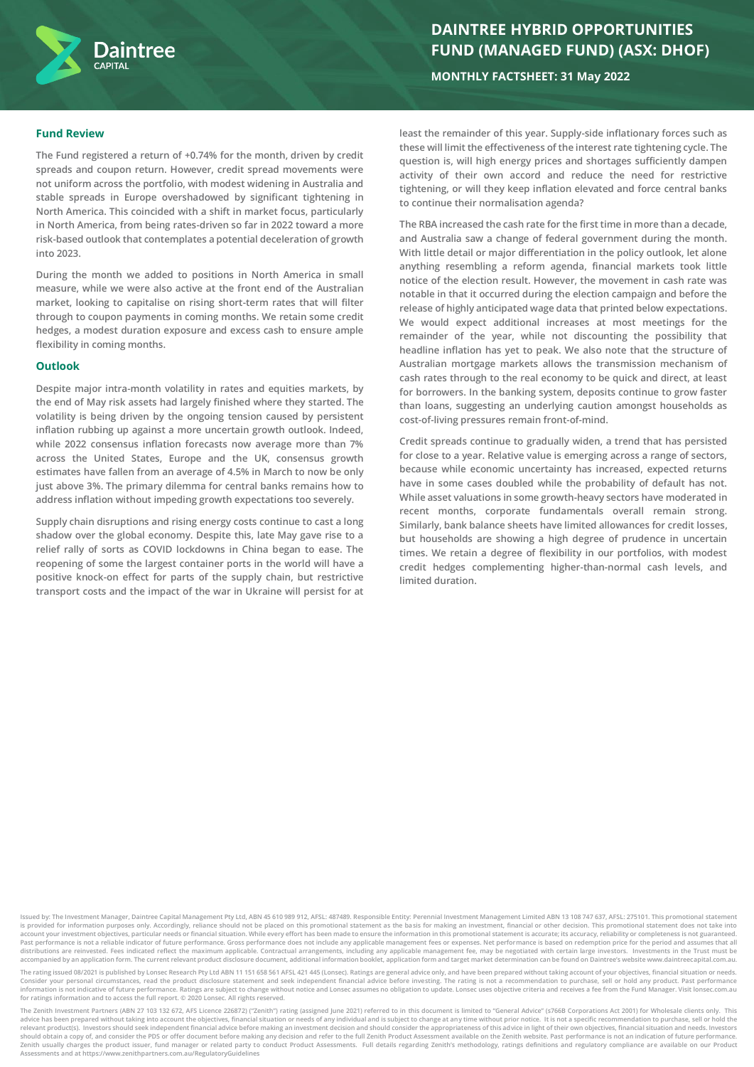# DAINTREE HYBRID OPPORTUNITIES FUND (MANAGED FUND) (ASX: DHOF)

**MONTHLY FACTSHEET: 31 May 2022**

## Fund Review

The Fund registered a return of +0.74% for the month, driven by credit spreads and coupon return. However, credit spread movements were not uniform across the portfolio, with modest widening in Australia and stable spreads in Europe overshadowed by significant tightening in North America. This coincided with a shift in market focus, particularly in North America, from being rates-driven so far in 2022 toward a more risk-based outlook that contemplates a potential deceleration of growth into 2023.

During the month we added to positions in North America in small measure, while we were also active at the front end of the Australian market, looking to capitalise on rising short-term rates that will filter through to coupon payments in coming months. We retain some credit hedges, a modest duration exposure and excess cash to ensure ample flexibility in coming months.

## Outlook

Despite major intra-month volatility in rates and equities markets, by the end of May risk assets had largely finished where they started. The volatility is being driven by the ongoing tension caused by persistent inflation rubbing up against a more uncertain growth outlook. Indeed, while 2022 consensus inflation forecasts now average more than 7% across the United States, Europe and the UK, consensus growth estimates have fallen from an average of 4.5% in March to now be only just above 3%. The primary dilemma for central banks remains how to address inflation without impeding growth expectations too severely.

Supply chain disruptions and rising energy costs continue to cast a long shadow over the global economy. Despite this, late May gave rise to a relief rally of sorts as COVID lockdowns in China began to ease. The reopening of some the largest container ports in the world will have a positive knock-on effect for parts of the supply chain, but restrictive transport costs and the impact of the war in Ukraine will persist for at least the remainder of this year. Supply-side inflationary forces such as these will limit the effectiveness of the interest rate tightening cycle. The question is, will high energy prices and shortages sufficiently dampen activity of their own accord and reduce the need for restrictive tightening, or will they keep inflation elevated and force central banks to continue their normalisation agenda?

The RBA increased the cash rate for the first time in more than a decade, and Australia saw a change of federal government during the month. With little detail or major differentiation in the policy outlook, let alone anything resembling a reform agenda, financial markets took little notice of the election result. However, the movement in cash rate was notable in that it occurred during the election campaign and before the release of highly anticipated wage data that printed below expectations. We would expect additional increases at most meetings for the remainder of the year, while not discounting the possibility that headline inflation has yet to peak. We also note that the structure of Australian mortgage markets allows the transmission mechanism of cash rates through to the real economy to be quick and direct, at least for borrowers. In the banking system, deposits continue to grow faster than loans, suggesting an underlying caution amongst households as cost-of-living pressures remain front-of-mind.

Credit spreads continue to gradually widen, a trend that has persisted for close to a year. Relative value is emerging across a range of sectors, because while economic uncertainty has increased, expected returns have in some cases doubled while the probability of default has not. While asset valuations in some growth-heavy sectors have moderated in recent months, corporate fundamentals overall remain strong. Similarly, bank balance sheets have limited allowances for credit losses, but households are showing a high degree of prudence in uncertain times. We retain a degree of flexibility in our portfolios, with modest credit hedges complementing higher-than-normal cash levels, and limited duration.

Issued by: The Investment Manager, Daintree Capital Management Pty Ltd, ABN 45 610 989 912, AFSL: 487489. Responsible Entity: Perennial Investment Management Limited ABN 13 108 747 637, AFSL: 275101. This promotional statement is provided for information purposes only. Accordingly, reliance should not be placed on this promotional statement as the basis for making an investment, financial or other decision. This promotional statement does not take into account your investment objectives, particular needs or financial situation. While every effort has been made to ensure the information in this promotional statement is accurate; its accuracy, reliability or completeness is not guaranteed. Past performance is not a reliable indicator of future performance. Gross performance does not include any applicable management fees or expenses. Net performance is based on redemption price for the period and assumes that all distributions are reinvested. Fees indicated reflect the maximum applicable. Contractual arrangements, including any applicable management fee, may be negotiated with certain large investors. Investments in the Trust must be accompanied by an application form. The current relevant product disclosure document, additional information booklet, application form and target market determination can be found on Daintree's website www.daintreecapital.com.au.

The rating issued 08/2021 is published by Lonsec Research Pty Ltd ABN 11 151 658 561 AFSL 421 445 (Lonsec). Ratings are general advice only, and have been prepared without taking account of your objectives, financial situation or needs. Consider your personal circumstances, read the product disclosure statement and seek independent financial advice before investing. The rating is not a recommendation to purchase, sell or hold any product. Past performance information is not indicative of future performance. Ratings are subject to change without notice and Lonsec assumes no obligation to update. Lonsec uses objective criteria and receives a fee from the Fund Manager. Visit lonsec.com.au for ratings information and to access the full report. © 2020 Lonsec. All rights reserved.

The Zenith Investment Partners (ABN 27 103 132 672, AFS Licence 226872) ("Zenith") rating (assigned June 2021) referred to in this document is limited to "General Advice" (s766B Corporations Act 2001) for Wholesale clients only. This advice has been prepared without taking into account the objectives, financial situation or needs of any individual and is subject to change at any time without prior notice. It is not a specific recommendation to purchase, sell or hold the relevant product(s). Investors should seek independent financial advice before making an investment decision and should consider the appropriateness of this advice in light of their own objectives, financial situation and needs. Investors should obtain a copy of, and consider the PDS or offer document before making any decision and refer to the full Zenith Product Assessment available on the Zenith website. Past performance is not an indication of future performance. Zenith usually charges the product issuer, fund manager or related party to conduct Product Assessments. Full details regarding Zenith's methodology, ratings definitions and regulatory compliance are available on our Product Assessments and at https://www.zenithpartners.com.au/RegulatoryGuidelines